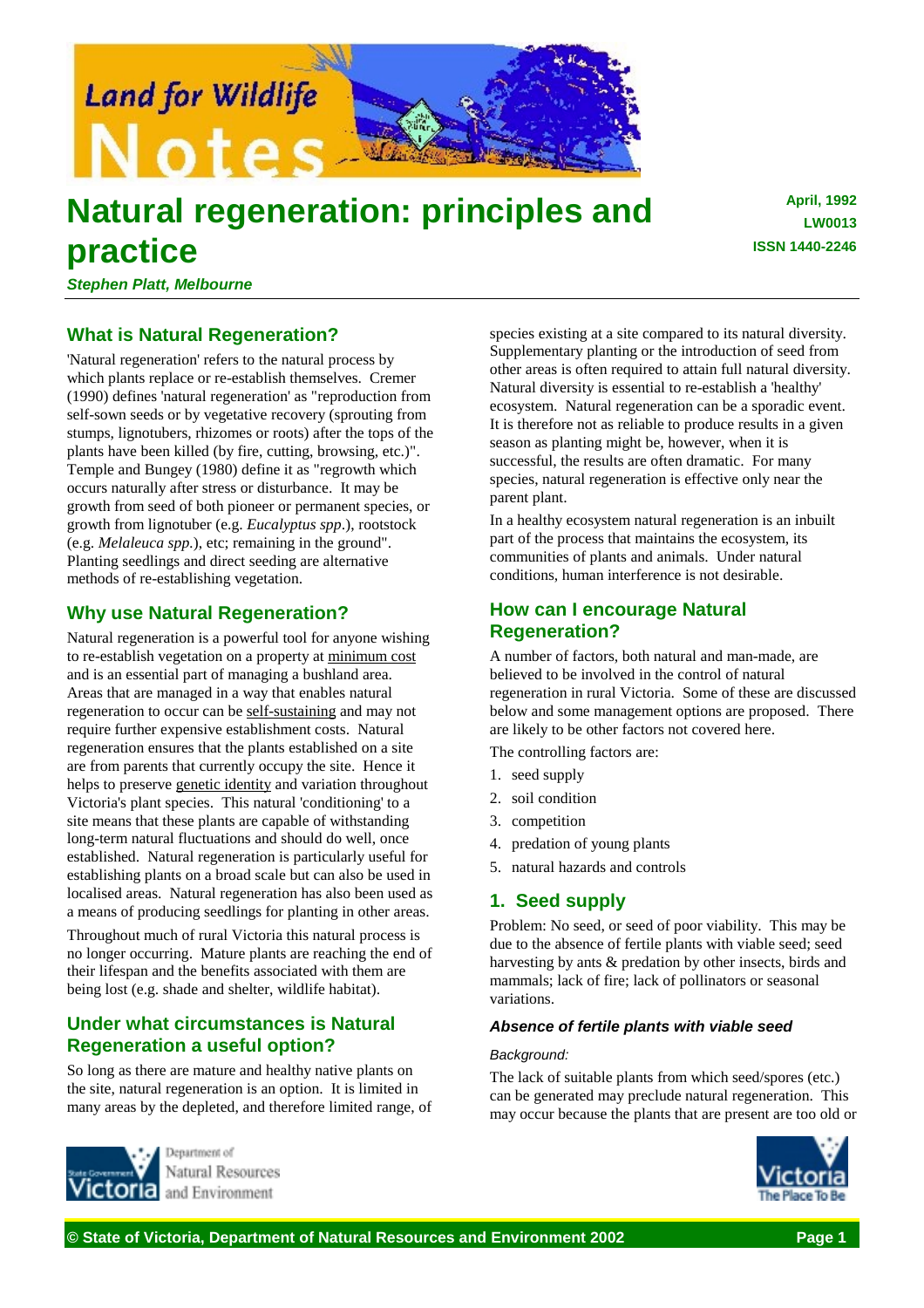# Natural regeneration: principles and practice

**April, 1992**
**LW0013**
**ISSN 1440-2246**

***Stephen Platt, Melbourne***

## What is Natural Regeneration?

'Natural regeneration' refers to the natural process by which plants replace or re-establish themselves. Cremer (1990) defines 'natural regeneration' as "reproduction from self-sown seeds or by vegetative recovery (sprouting from stumps, lignotubers, rhizomes or roots) after the tops of the plants have been killed (by fire, cutting, browsing, etc.)". Temple and Bungey (1980) define it as "regrowth which occurs naturally after stress or disturbance. It may be growth from seed of both pioneer or permanent species, or growth from lignotuber (e.g. *Eucalyptus spp*.), rootstock (e.g. *Melaleuca spp*.), etc; remaining in the ground". Planting seedlings and direct seeding are alternative methods of re-establishing vegetation.

## Why use Natural Regeneration?

Natural regeneration is a powerful tool for anyone wishing to re-establish vegetation on a property at minimum cost and is an essential part of managing a bushland area. Areas that are managed in a way that enables natural regeneration to occur can be self-sustaining and may not require further expensive establishment costs. Natural regeneration ensures that the plants established on a site are from parents that currently occupy the site. Hence it helps to preserve genetic identity and variation throughout Victoria's plant species. This natural 'conditioning' to a site means that these plants are capable of withstanding long-term natural fluctuations and should do well, once established. Natural regeneration is particularly useful for establishing plants on a broad scale but can also be used in localised areas. Natural regeneration has also been used as a means of producing seedlings for planting in other areas.

Throughout much of rural Victoria this natural process is no longer occurring. Mature plants are reaching the end of their lifespan and the benefits associated with them are being lost (e.g. shade and shelter, wildlife habitat).

## Under what circumstances is Natural Regeneration a useful option?

So long as there are mature and healthy native plants on the site, natural regeneration is an option. It is limited in many areas by the depleted, and therefore limited range, of species existing at a site compared to its natural diversity. Supplementary planting or the introduction of seed from other areas is often required to attain full natural diversity. Natural diversity is essential to re-establish a 'healthy' ecosystem. Natural regeneration can be a sporadic event. It is therefore not as reliable to produce results in a given season as planting might be, however, when it is successful, the results are often dramatic. For many species, natural regeneration is effective only near the parent plant.

In a healthy ecosystem natural regeneration is an inbuilt part of the process that maintains the ecosystem, its communities of plants and animals. Under natural conditions, human interference is not desirable.

## How can I encourage Natural Regeneration?

A number of factors, both natural and man-made, are believed to be involved in the control of natural regeneration in rural Victoria. Some of these are discussed below and some management options are proposed. There are likely to be other factors not covered here.

The controlling factors are:

1. seed supply
2. soil condition
3. competition
4. predation of young plants
5. natural hazards and controls

## 1. Seed supply

Problem: No seed, or seed of poor viability. This may be due to the absence of fertile plants with viable seed; seed harvesting by ants & predation by other insects, birds and mammals; lack of fire; lack of pollinators or seasonal variations.

### *Absence of fertile plants with viable seed*

*Background:*

The lack of suitable plants from which seed/spores (etc.) can be generated may preclude natural regeneration. This may occur because the plants that are present are too old or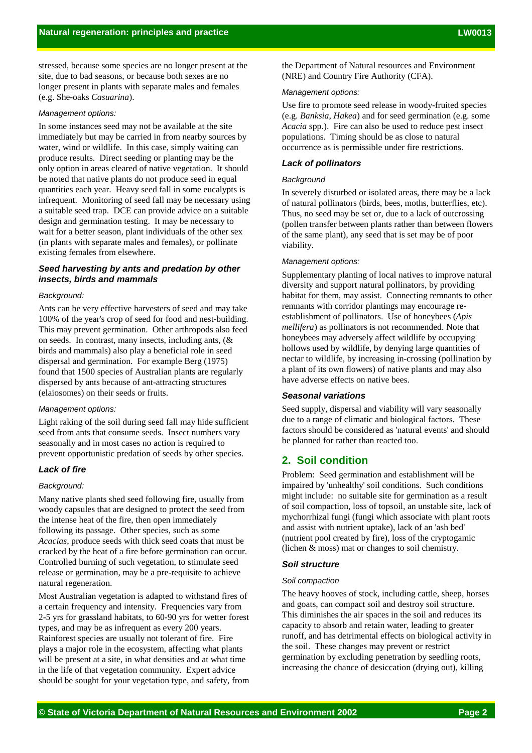stressed, because some species are no longer present at the site, due to bad seasons, or because both sexes are no longer present in plants with separate males and females (e.g. She-oaks *Casuarina*).

*Management options:*

In some instances seed may not be available at the site immediately but may be carried in from nearby sources by water, wind or wildlife. In this case, simply waiting can produce results. Direct seeding or planting may be the only option in areas cleared of native vegetation. It should be noted that native plants do not produce seed in equal quantities each year. Heavy seed fall in some eucalypts is infrequent. Monitoring of seed fall may be necessary using a suitable seed trap. DCE can provide advice on a suitable design and germination testing. It may be necessary to wait for a better season, plant individuals of the other sex (in plants with separate males and females), or pollinate existing females from elsewhere.

### *Seed harvesting by ants and predation by other insects, birds and mammals*

*Background:*

Ants can be very effective harvesters of seed and may take 100% of the year's crop of seed for food and nest-building. This may prevent germination. Other arthropods also feed on seeds. In contrast, many insects, including ants, (& birds and mammals) also play a beneficial role in seed dispersal and germination. For example Berg (1975) found that 1500 species of Australian plants are regularly dispersed by ants because of ant-attracting structures (elaiosomes) on their seeds or fruits.

*Management options:*

Light raking of the soil during seed fall may hide sufficient seed from ants that consume seeds. Insect numbers vary seasonally and in most cases no action is required to prevent opportunistic predation of seeds by other species.

### *Lack of fire*

*Background:*

Many native plants shed seed following fire, usually from woody capsules that are designed to protect the seed from the intense heat of the fire, then open immediately following its passage. Other species, such as some *Acacias*, produce seeds with thick seed coats that must be cracked by the heat of a fire before germination can occur. Controlled burning of such vegetation, to stimulate seed release or germination, may be a pre-requisite to achieve natural regeneration.

Most Australian vegetation is adapted to withstand fires of a certain frequency and intensity. Frequencies vary from 2-5 yrs for grassland habitats, to 60-90 yrs for wetter forest types, and may be as infrequent as every 200 years. Rainforest species are usually not tolerant of fire. Fire plays a major role in the ecosystem, affecting what plants will be present at a site, in what densities and at what time in the life of that vegetation community. Expert advice should be sought for your vegetation type, and safety, from the Department of Natural resources and Environment (NRE) and Country Fire Authority (CFA).

*Management options:*

Use fire to promote seed release in woody-fruited species (e.g. *Banksia*, *Hakea*) and for seed germination (e.g. some *Acacia* spp.). Fire can also be used to reduce pest insect populations. Timing should be as close to natural occurrence as is permissible under fire restrictions.

### *Lack of pollinators*

*Background*

In severely disturbed or isolated areas, there may be a lack of natural pollinators (birds, bees, moths, butterflies, etc). Thus, no seed may be set or, due to a lack of outcrossing (pollen transfer between plants rather than between flowers of the same plant), any seed that is set may be of poor viability.

*Management options:*

Supplementary planting of local natives to improve natural diversity and support natural pollinators, by providing habitat for them, may assist. Connecting remnants to other remnants with corridor plantings may encourage re-establishment of pollinators. Use of honeybees (*Apis mellifera*) as pollinators is not recommended. Note that honeybees may adversely affect wildlife by occupying hollows used by wildlife, by denying large quantities of nectar to wildlife, by increasing in-crossing (pollination by a plant of its own flowers) of native plants and may also have adverse effects on native bees.

### *Seasonal variations*

Seed supply, dispersal and viability will vary seasonally due to a range of climatic and biological factors. These factors should be considered as 'natural events' and should be planned for rather than reacted too.

## 2. Soil condition

Problem: Seed germination and establishment will be impaired by 'unhealthy' soil conditions. Such conditions might include: no suitable site for germination as a result of soil compaction, loss of topsoil, an unstable site, lack of mychorrhizal fungi (fungi which associate with plant roots and assist with nutrient uptake), lack of an 'ash bed' (nutrient pool created by fire), loss of the cryptogamic (lichen & moss) mat or changes to soil chemistry.

### *Soil structure*

*Soil compaction*

The heavy hooves of stock, including cattle, sheep, horses and goats, can compact soil and destroy soil structure. This diminishes the air spaces in the soil and reduces its capacity to absorb and retain water, leading to greater runoff, and has detrimental effects on biological activity in the soil. These changes may prevent or restrict germination by excluding penetration by seedling roots, increasing the chance of desiccation (drying out), killing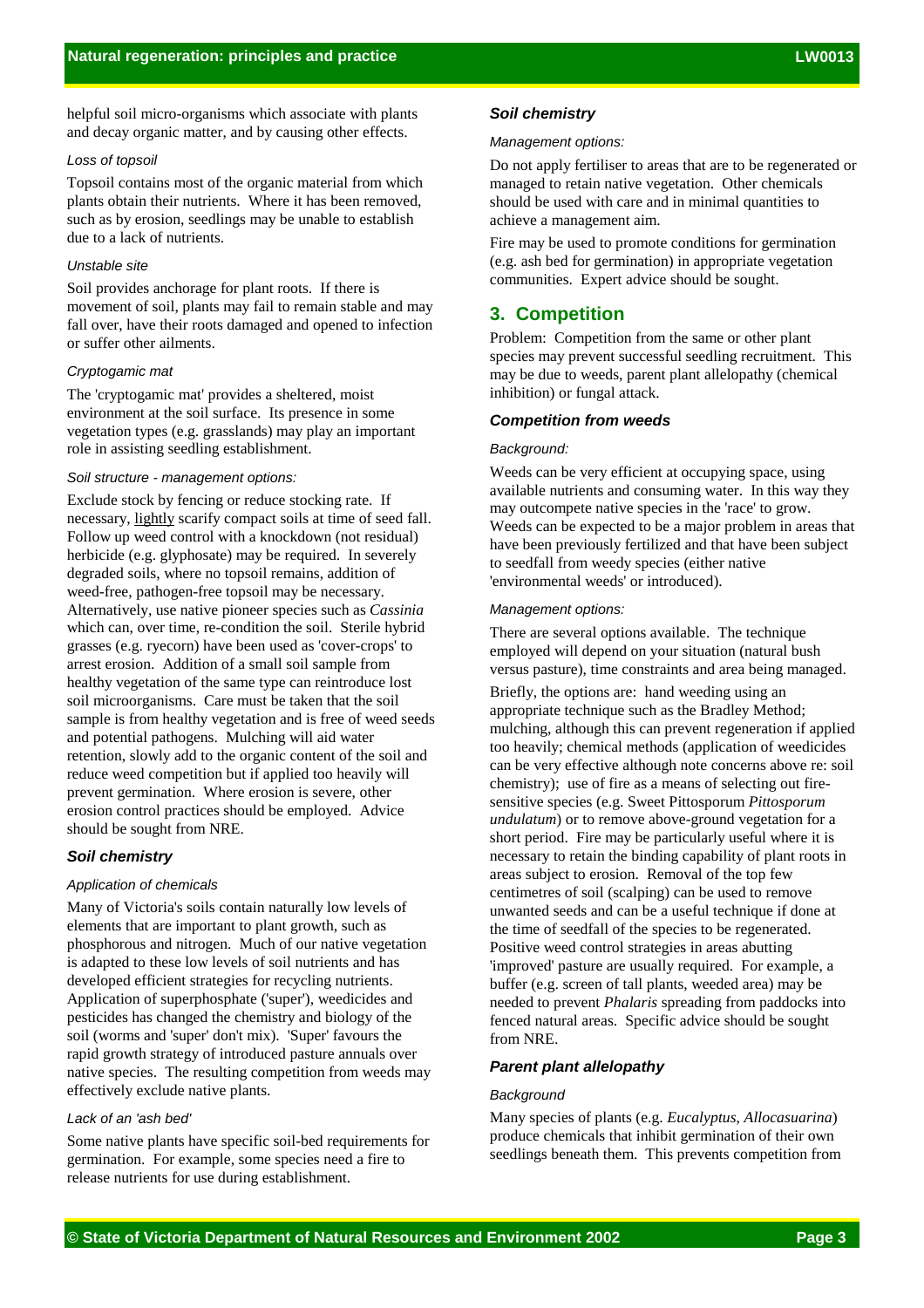helpful soil micro-organisms which associate with plants and decay organic matter, and by causing other effects.

*Loss of topsoil*

Topsoil contains most of the organic material from which plants obtain their nutrients. Where it has been removed, such as by erosion, seedlings may be unable to establish due to a lack of nutrients.

*Unstable site*

Soil provides anchorage for plant roots. If there is movement of soil, plants may fail to remain stable and may fall over, have their roots damaged and opened to infection or suffer other ailments.

*Cryptogamic mat*

The 'cryptogamic mat' provides a sheltered, moist environment at the soil surface. Its presence in some vegetation types (e.g. grasslands) may play an important role in assisting seedling establishment.

*Soil structure - management options:*

Exclude stock by fencing or reduce stocking rate. If necessary, lightly scarify compact soils at time of seed fall. Follow up weed control with a knockdown (not residual) herbicide (e.g. glyphosate) may be required. In severely degraded soils, where no topsoil remains, addition of weed-free, pathogen-free topsoil may be necessary. Alternatively, use native pioneer species such as *Cassinia* which can, over time, re-condition the soil. Sterile hybrid grasses (e.g. ryecorn) have been used as 'cover-crops' to arrest erosion. Addition of a small soil sample from healthy vegetation of the same type can reintroduce lost soil microorganisms. Care must be taken that the soil sample is from healthy vegetation and is free of weed seeds and potential pathogens. Mulching will aid water retention, slowly add to the organic content of the soil and reduce weed competition but if applied too heavily will prevent germination. Where erosion is severe, other erosion control practices should be employed. Advice should be sought from NRE.

### *Soil chemistry*

*Application of chemicals*

Many of Victoria's soils contain naturally low levels of elements that are important to plant growth, such as phosphorous and nitrogen. Much of our native vegetation is adapted to these low levels of soil nutrients and has developed efficient strategies for recycling nutrients. Application of superphosphate ('super'), weedicides and pesticides has changed the chemistry and biology of the soil (worms and 'super' don't mix). 'Super' favours the rapid growth strategy of introduced pasture annuals over native species. The resulting competition from weeds may effectively exclude native plants.

*Lack of an 'ash bed'*

Some native plants have specific soil-bed requirements for germination. For example, some species need a fire to release nutrients for use during establishment.

### *Soil chemistry*

*Management options:*

Do not apply fertiliser to areas that are to be regenerated or managed to retain native vegetation. Other chemicals should be used with care and in minimal quantities to achieve a management aim.

Fire may be used to promote conditions for germination (e.g. ash bed for germination) in appropriate vegetation communities. Expert advice should be sought.

## 3. Competition

Problem: Competition from the same or other plant species may prevent successful seedling recruitment. This may be due to weeds, parent plant allelopathy (chemical inhibition) or fungal attack.

### *Competition from weeds*

*Background:*

Weeds can be very efficient at occupying space, using available nutrients and consuming water. In this way they may outcompete native species in the 'race' to grow. Weeds can be expected to be a major problem in areas that have been previously fertilized and that have been subject to seedfall from weedy species (either native 'environmental weeds' or introduced).

*Management options:*

There are several options available. The technique employed will depend on your situation (natural bush versus pasture), time constraints and area being managed.

Briefly, the options are: hand weeding using an appropriate technique such as the Bradley Method; mulching, although this can prevent regeneration if applied too heavily; chemical methods (application of weedicides can be very effective although note concerns above re: soil chemistry); use of fire as a means of selecting out fire-sensitive species (e.g. Sweet Pittosporum *Pittosporum undulatum*) or to remove above-ground vegetation for a short period. Fire may be particularly useful where it is necessary to retain the binding capability of plant roots in areas subject to erosion. Removal of the top few centimetres of soil (scalping) can be used to remove unwanted seeds and can be a useful technique if done at the time of seedfall of the species to be regenerated. Positive weed control strategies in areas abutting 'improved' pasture are usually required. For example, a buffer (e.g. screen of tall plants, weeded area) may be needed to prevent *Phalaris* spreading from paddocks into fenced natural areas. Specific advice should be sought from NRE.

### *Parent plant allelopathy*

*Background*

Many species of plants (e.g. *Eucalyptus, Allocasuarina*) produce chemicals that inhibit germination of their own seedlings beneath them. This prevents competition from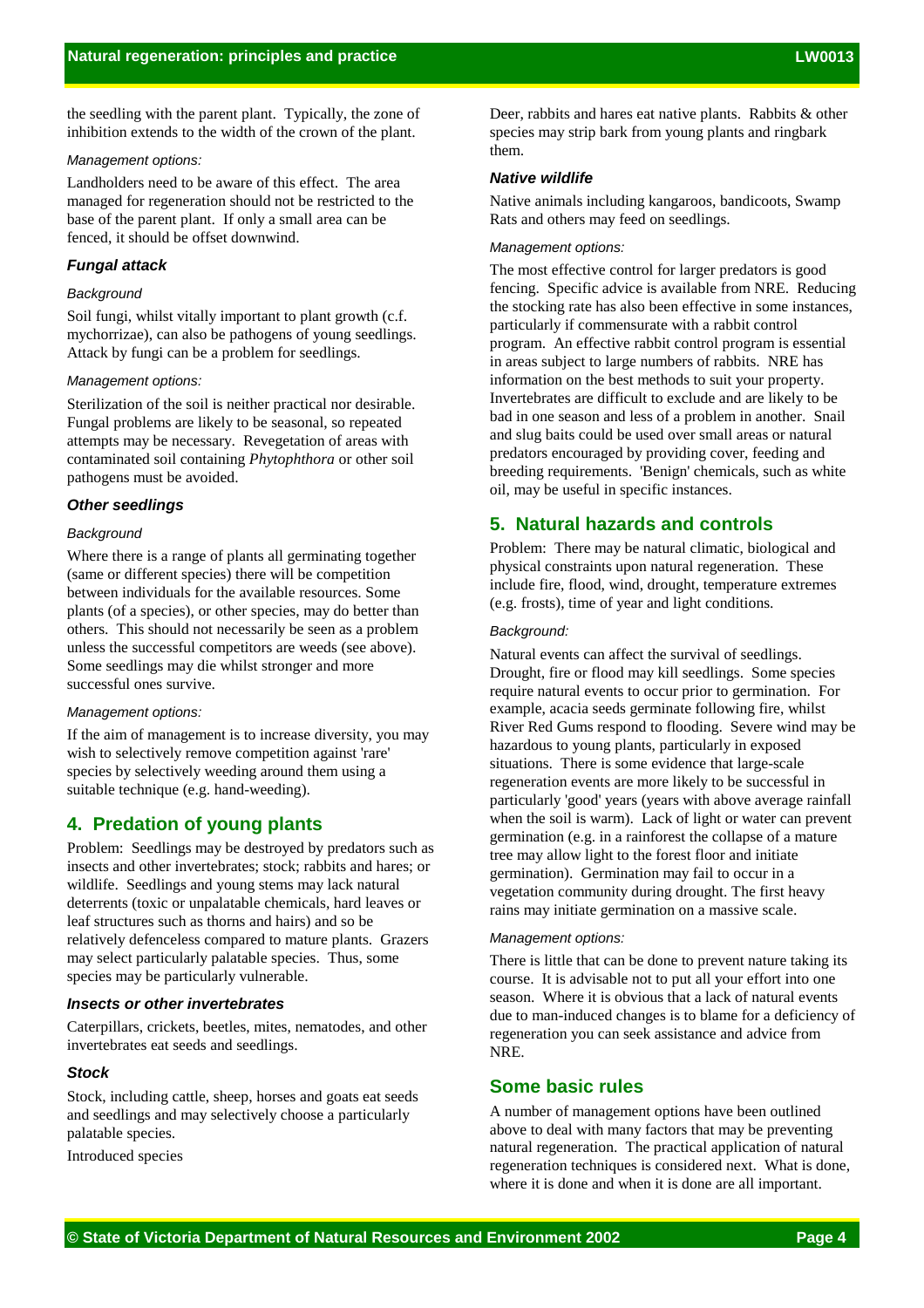the seedling with the parent plant. Typically, the zone of inhibition extends to the width of the crown of the plant.

*Management options:*

Landholders need to be aware of this effect. The area managed for regeneration should not be restricted to the base of the parent plant. If only a small area can be fenced, it should be offset downwind.

### *Fungal attack*

*Background*

Soil fungi, whilst vitally important to plant growth (c.f. mychorrizae), can also be pathogens of young seedlings. Attack by fungi can be a problem for seedlings.

*Management options:*

Sterilization of the soil is neither practical nor desirable. Fungal problems are likely to be seasonal, so repeated attempts may be necessary. Revegetation of areas with contaminated soil containing *Phytophthora* or other soil pathogens must be avoided.

### *Other seedlings*

*Background*

Where there is a range of plants all germinating together (same or different species) there will be competition between individuals for the available resources. Some plants (of a species), or other species, may do better than others. This should not necessarily be seen as a problem unless the successful competitors are weeds (see above). Some seedlings may die whilst stronger and more successful ones survive.

*Management options:*

If the aim of management is to increase diversity, you may wish to selectively remove competition against 'rare' species by selectively weeding around them using a suitable technique (e.g. hand-weeding).

## 4. Predation of young plants

Problem: Seedlings may be destroyed by predators such as insects and other invertebrates; stock; rabbits and hares; or wildlife. Seedlings and young stems may lack natural deterrents (toxic or unpalatable chemicals, hard leaves or leaf structures such as thorns and hairs) and so be relatively defenceless compared to mature plants. Grazers may select particularly palatable species. Thus, some species may be particularly vulnerable.

### *Insects or other invertebrates*

Caterpillars, crickets, beetles, mites, nematodes, and other invertebrates eat seeds and seedlings.

### *Stock*

Stock, including cattle, sheep, horses and goats eat seeds and seedlings and may selectively choose a particularly palatable species.

Introduced species

Deer, rabbits and hares eat native plants. Rabbits & other species may strip bark from young plants and ringbark them.

### *Native wildlife*

Native animals including kangaroos, bandicoots, Swamp Rats and others may feed on seedlings.

*Management options:*

The most effective control for larger predators is good fencing. Specific advice is available from NRE. Reducing the stocking rate has also been effective in some instances, particularly if commensurate with a rabbit control program. An effective rabbit control program is essential in areas subject to large numbers of rabbits. NRE has information on the best methods to suit your property. Invertebrates are difficult to exclude and are likely to be bad in one season and less of a problem in another. Snail and slug baits could be used over small areas or natural predators encouraged by providing cover, feeding and breeding requirements. 'Benign' chemicals, such as white oil, may be useful in specific instances.

## 5. Natural hazards and controls

Problem: There may be natural climatic, biological and physical constraints upon natural regeneration. These include fire, flood, wind, drought, temperature extremes (e.g. frosts), time of year and light conditions.

*Background:*

Natural events can affect the survival of seedlings. Drought, fire or flood may kill seedlings. Some species require natural events to occur prior to germination. For example, acacia seeds germinate following fire, whilst River Red Gums respond to flooding. Severe wind may be hazardous to young plants, particularly in exposed situations. There is some evidence that large-scale regeneration events are more likely to be successful in particularly 'good' years (years with above average rainfall when the soil is warm). Lack of light or water can prevent germination (e.g. in a rainforest the collapse of a mature tree may allow light to the forest floor and initiate germination). Germination may fail to occur in a vegetation community during drought. The first heavy rains may initiate germination on a massive scale.

*Management options:*

There is little that can be done to prevent nature taking its course. It is advisable not to put all your effort into one season. Where it is obvious that a lack of natural events due to man-induced changes is to blame for a deficiency of regeneration you can seek assistance and advice from NRE.

## Some basic rules

A number of management options have been outlined above to deal with many factors that may be preventing natural regeneration. The practical application of natural regeneration techniques is considered next. What is done, where it is done and when it is done are all important.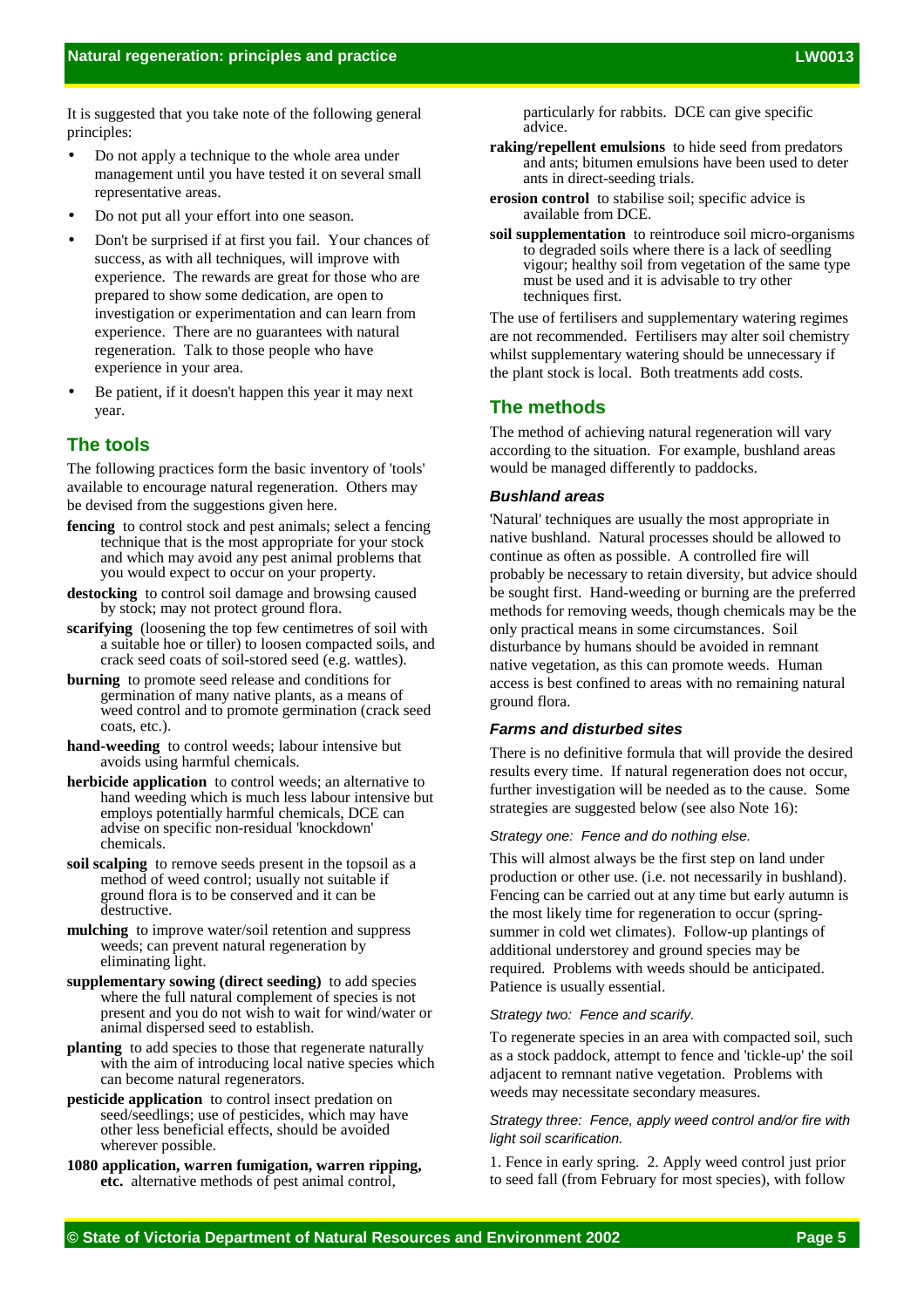It is suggested that you take note of the following general principles:

- Do not apply a technique to the whole area under management until you have tested it on several small representative areas.
- Do not put all your effort into one season.
- Don't be surprised if at first you fail. Your chances of success, as with all techniques, will improve with experience. The rewards are great for those who are prepared to show some dedication, are open to investigation or experimentation and can learn from experience. There are no guarantees with natural regeneration. Talk to those people who have experience in your area.
- Be patient, if it doesn't happen this year it may next year.

## The tools

The following practices form the basic inventory of 'tools' available to encourage natural regeneration. Others may be devised from the suggestions given here.

**fencing** to control stock and pest animals; select a fencing technique that is the most appropriate for your stock and which may avoid any pest animal problems that you would expect to occur on your property.

**destocking** to control soil damage and browsing caused by stock; may not protect ground flora.

**scarifying** (loosening the top few centimetres of soil with a suitable hoe or tiller) to loosen compacted soils, and crack seed coats of soil-stored seed (e.g. wattles).

**burning** to promote seed release and conditions for germination of many native plants, as a means of weed control and to promote germination (crack seed coats, etc.).

**hand-weeding** to control weeds; labour intensive but avoids using harmful chemicals.

**herbicide application** to control weeds; an alternative to hand weeding which is much less labour intensive but employs potentially harmful chemicals, DCE can advise on specific non-residual 'knockdown' chemicals.

**soil scalping** to remove seeds present in the topsoil as a method of weed control; usually not suitable if ground flora is to be conserved and it can be destructive.

**mulching** to improve water/soil retention and suppress weeds; can prevent natural regeneration by eliminating light.

**supplementary sowing (direct seeding)** to add species where the full natural complement of species is not present and you do not wish to wait for wind/water or animal dispersed seed to establish.

**planting** to add species to those that regenerate naturally with the aim of introducing local native species which can become natural regenerators.

**pesticide application** to control insect predation on seed/seedlings; use of pesticides, which may have other less beneficial effects, should be avoided wherever possible.

**1080 application, warren fumigation, warren ripping, etc.** alternative methods of pest animal control, particularly for rabbits. DCE can give specific advice.

**raking/repellent emulsions** to hide seed from predators and ants; bitumen emulsions have been used to deter ants in direct-seeding trials.

**erosion control** to stabilise soil; specific advice is available from DCE.

**soil supplementation** to reintroduce soil micro-organisms to degraded soils where there is a lack of seedling vigour; healthy soil from vegetation of the same type must be used and it is advisable to try other techniques first.

The use of fertilisers and supplementary watering regimes are not recommended. Fertilisers may alter soil chemistry whilst supplementary watering should be unnecessary if the plant stock is local. Both treatments add costs.

## The methods

The method of achieving natural regeneration will vary according to the situation. For example, bushland areas would be managed differently to paddocks.

### *Bushland areas*

'Natural' techniques are usually the most appropriate in native bushland. Natural processes should be allowed to continue as often as possible. A controlled fire will probably be necessary to retain diversity, but advice should be sought first. Hand-weeding or burning are the preferred methods for removing weeds, though chemicals may be the only practical means in some circumstances. Soil disturbance by humans should be avoided in remnant native vegetation, as this can promote weeds. Human access is best confined to areas with no remaining natural ground flora.

### *Farms and disturbed sites*

There is no definitive formula that will provide the desired results every time. If natural regeneration does not occur, further investigation will be needed as to the cause. Some strategies are suggested below (see also Note 16):

*Strategy one: Fence and do nothing else.*

This will almost always be the first step on land under production or other use. (i.e. not necessarily in bushland). Fencing can be carried out at any time but early autumn is the most likely time for regeneration to occur (spring-summer in cold wet climates). Follow-up plantings of additional understorey and ground species may be required. Problems with weeds should be anticipated. Patience is usually essential.

*Strategy two: Fence and scarify.*

To regenerate species in an area with compacted soil, such as a stock paddock, attempt to fence and 'tickle-up' the soil adjacent to remnant native vegetation. Problems with weeds may necessitate secondary measures.

*Strategy three: Fence, apply weed control and/or fire with light soil scarification.*

1. Fence in early spring. 2. Apply weed control just prior to seed fall (from February for most species), with follow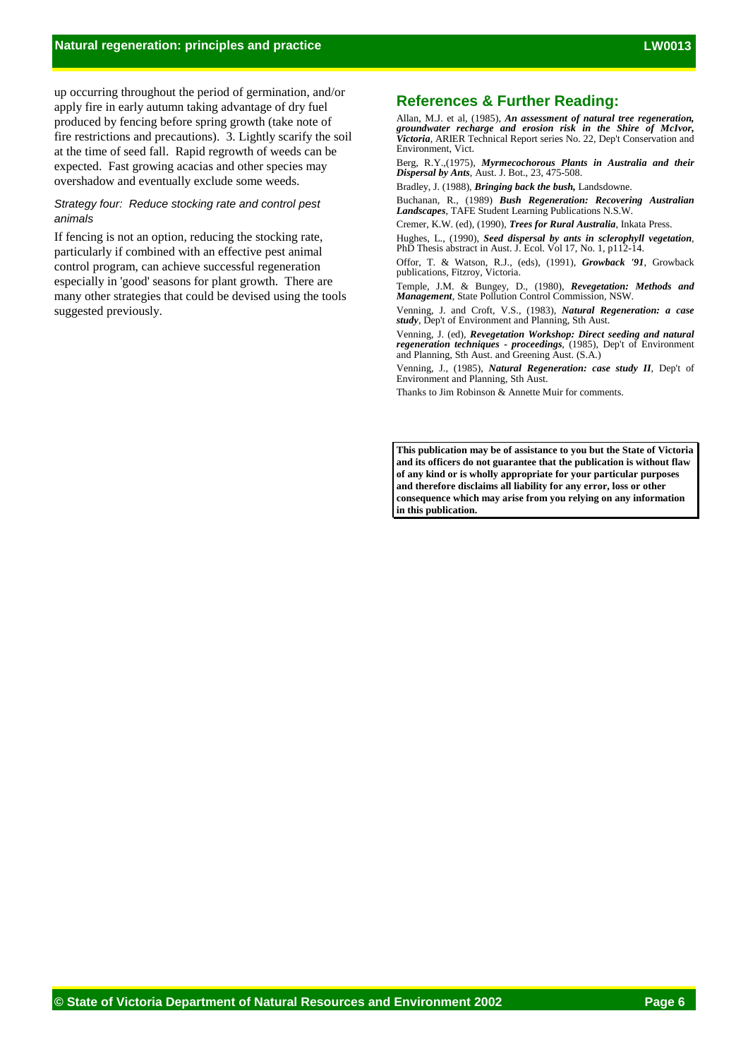up occurring throughout the period of germination, and/or apply fire in early autumn taking advantage of dry fuel produced by fencing before spring growth (take note of fire restrictions and precautions). 3. Lightly scarify the soil at the time of seed fall. Rapid regrowth of weeds can be expected. Fast growing acacias and other species may overshadow and eventually exclude some weeds.

*Strategy four: Reduce stocking rate and control pest animals*

If fencing is not an option, reducing the stocking rate, particularly if combined with an effective pest animal control program, can achieve successful regeneration especially in 'good' seasons for plant growth. There are many other strategies that could be devised using the tools suggested previously.

## References & Further Reading:

Allan, M.J. et al, (1985), ***An assessment of natural tree regeneration, groundwater recharge and erosion risk in the Shire of McIvor, Victoria***, ARIER Technical Report series No. 22, Dep't Conservation and Environment, Vict.

Berg, R.Y.,(1975), ***Myrmecochorous Plants in Australia and their Dispersal by Ants***, Aust. J. Bot., 23, 475-508.

Bradley, J. (1988), ***Bringing back the bush,*** Landsdowne.

Buchanan, R., (1989) ***Bush Regeneration: Recovering Australian Landscapes***, TAFE Student Learning Publications N.S.W.

Cremer, K.W. (ed), (1990), ***Trees for Rural Australia***, Inkata Press.

Hughes, L., (1990), ***Seed dispersal by ants in sclerophyll vegetation***, PhD Thesis abstract in Aust. J. Ecol. Vol 17, No. 1, p112-14.

Offor, T. & Watson, R.J., (eds), (1991), ***Growback '91***, Growback publications, Fitzroy, Victoria.

Temple, J.M. & Bungey, D., (1980), ***Revegetation: Methods and Management***, State Pollution Control Commission, NSW.

Venning, J. and Croft, V.S., (1983), ***Natural Regeneration: a case study***, Dep't of Environment and Planning, Sth Aust.

Venning, J. (ed), ***Revegetation Workshop: Direct seeding and natural regeneration techniques - proceedings***, (1985), Dep't of Environment and Planning, Sth Aust. and Greening Aust. (S.A.)

Venning, J., (1985), ***Natural Regeneration: case study II***, Dep't of Environment and Planning, Sth Aust.

Thanks to Jim Robinson & Annette Muir for comments.

**This publication may be of assistance to you but the State of Victoria and its officers do not guarantee that the publication is without flaw of any kind or is wholly appropriate for your particular purposes and therefore disclaims all liability for any error, loss or other consequence which may arise from you relying on any information in this publication.**